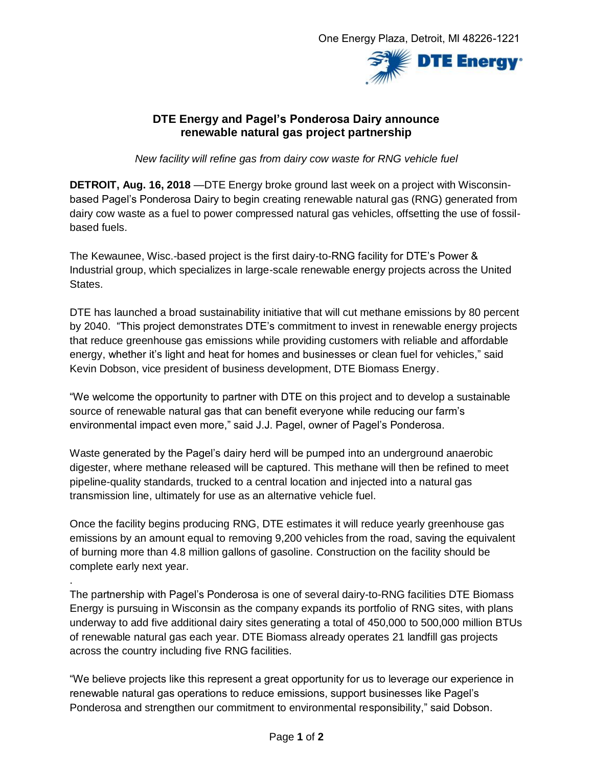One Energy Plaza, Detroit, MI 48226-1221

DTE Energy

# DTE Energy and Pagel's Ponderosa Dairy announce renewable natural gas project partnership

*New facility will refine gas from dairy cow waste for RNG vehicle fuel*

**DETROIT, Aug. 16, 2018** —DTE Energy broke ground last week on a project with Wisconsin-based Pagel's Ponderosa Dairy to begin creating renewable natural gas (RNG) generated from dairy cow waste as a fuel to power compressed natural gas vehicles, offsetting the use of fossil-based fuels.

The Kewaunee, Wisc.-based project is the first dairy-to-RNG facility for DTE's Power & Industrial group, which specializes in large-scale renewable energy projects across the United States.

DTE has launched a broad sustainability initiative that will cut methane emissions by 80 percent by 2040. "This project demonstrates DTE's commitment to invest in renewable energy projects that reduce greenhouse gas emissions while providing customers with reliable and affordable energy, whether it's light and heat for homes and businesses or clean fuel for vehicles," said Kevin Dobson, vice president of business development, DTE Biomass Energy.

"We welcome the opportunity to partner with DTE on this project and to develop a sustainable source of renewable natural gas that can benefit everyone while reducing our farm's environmental impact even more," said J.J. Pagel, owner of Pagel's Ponderosa.

Waste generated by the Pagel's dairy herd will be pumped into an underground anaerobic digester, where methane released will be captured. This methane will then be refined to meet pipeline-quality standards, trucked to a central location and injected into a natural gas transmission line, ultimately for use as an alternative vehicle fuel.

Once the facility begins producing RNG, DTE estimates it will reduce yearly greenhouse gas emissions by an amount equal to removing 9,200 vehicles from the road, saving the equivalent of burning more than 4.8 million gallons of gasoline. Construction on the facility should be complete early next year.

The partnership with Pagel's Ponderosa is one of several dairy-to-RNG facilities DTE Biomass Energy is pursuing in Wisconsin as the company expands its portfolio of RNG sites, with plans underway to add five additional dairy sites generating a total of 450,000 to 500,000 million BTUs of renewable natural gas each year. DTE Biomass already operates 21 landfill gas projects across the country including five RNG facilities.

"We believe projects like this represent a great opportunity for us to leverage our experience in renewable natural gas operations to reduce emissions, support businesses like Pagel's Ponderosa and strengthen our commitment to environmental responsibility," said Dobson.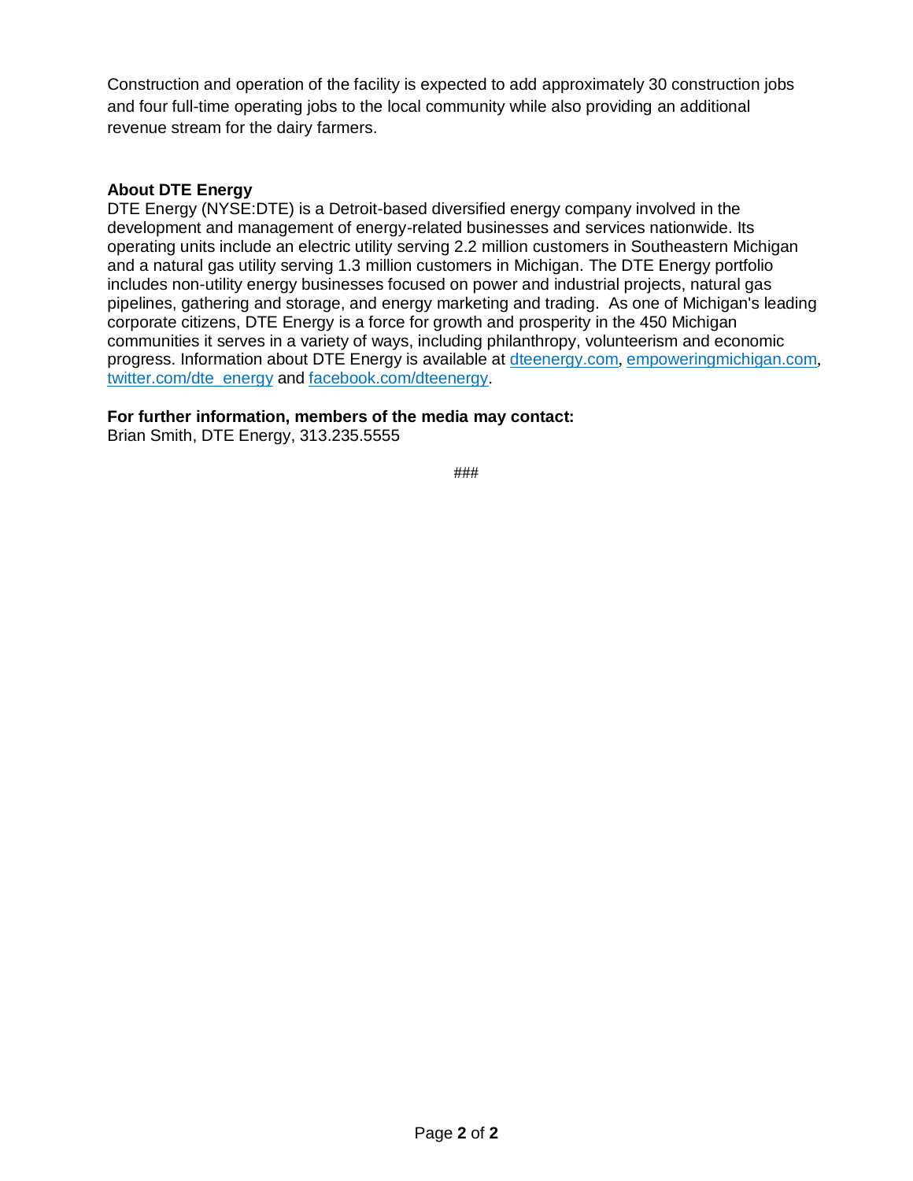Construction and operation of the facility is expected to add approximately 30 construction jobs and four full-time operating jobs to the local community while also providing an additional revenue stream for the dairy farmers.

**About DTE Energy**

DTE Energy (NYSE:DTE) is a Detroit-based diversified energy company involved in the development and management of energy-related businesses and services nationwide. Its operating units include an electric utility serving 2.2 million customers in Southeastern Michigan and a natural gas utility serving 1.3 million customers in Michigan. The DTE Energy portfolio includes non-utility energy businesses focused on power and industrial projects, natural gas pipelines, gathering and storage, and energy marketing and trading. As one of Michigan's leading corporate citizens, DTE Energy is a force for growth and prosperity in the 450 Michigan communities it serves in a variety of ways, including philanthropy, volunteerism and economic progress. Information about DTE Energy is available at dteenergy.com, empoweringmichigan.com, twitter.com/dte_energy and facebook.com/dteenergy.

**For further information, members of the media may contact:**

Brian Smith, DTE Energy, 313.235.5555

###